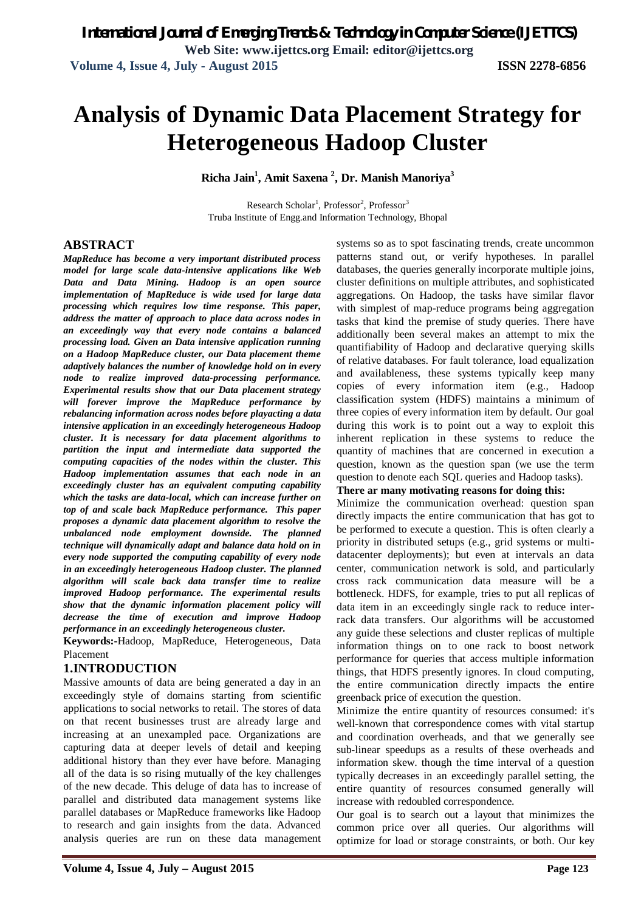# Analysis of Dynamic Data Placement Strategy for Heterogeneous Hadoop Cluster

**Richa Jain[1], Amit Saxena [2], Dr. Manish Manoriya[3]**

Research Scholar[1], Professor[2], Professor[3]
Truba Institute of Engg.and Information Technology, Bhopal

## ABSTRACT

***MapReduce has become a very important distributed process model for large scale data-intensive applications like Web Data and Data Mining. Hadoop is an open source implementation of MapReduce is wide used for large data processing which requires low time response. This paper, address the matter of approach to place data across nodes in an exceedingly way that every node contains a balanced processing load. Given an Data intensive application running on a Hadoop MapReduce cluster, our Data placement theme adaptively balances the number of knowledge hold on in every node to realize improved data-processing performance. Experimental results show that our Data placement strategy will forever improve the MapReduce performance by rebalancing information across nodes before playacting a data intensive application in an exceedingly heterogeneous Hadoop cluster. It is necessary for data placement algorithms to partition the input and intermediate data supported the computing capacities of the nodes within the cluster. This Hadoop implementation assumes that each node in an exceedingly cluster has an equivalent computing capability which the tasks are data-local, which can increase further on top of and scale back MapReduce performance. This paper proposes a dynamic data placement algorithm to resolve the unbalanced node employment downside. The planned technique will dynamically adapt and balance data hold on in every node supported the computing capability of every node in an exceedingly heterogeneous Hadoop cluster. The planned algorithm will scale back data transfer time to realize improved Hadoop performance. The experimental results show that the dynamic information placement policy will decrease the time of execution and improve Hadoop performance in an exceedingly heterogeneous cluster.***

**Keywords:-**Hadoop, MapReduce, Heterogeneous, Data Placement

## 1.INTRODUCTION

Massive amounts of data are being generated a day in an exceedingly style of domains starting from scientific applications to social networks to retail. The stores of data on that recent businesses trust are already large and increasing at an unexampled pace. Organizations are capturing data at deeper levels of detail and keeping additional history than they ever have before. Managing all of the data is so rising mutually of the key challenges of the new decade. This deluge of data has to increase of parallel and distributed data management systems like parallel databases or MapReduce frameworks like Hadoop to research and gain insights from the data. Advanced analysis queries are run on these data management systems so as to spot fascinating trends, create uncommon patterns stand out, or verify hypotheses. In parallel databases, the queries generally incorporate multiple joins, cluster definitions on multiple attributes, and sophisticated aggregations. On Hadoop, the tasks have similar flavor with simplest of map-reduce programs being aggregation tasks that kind the premise of study queries. There have additionally been several makes an attempt to mix the quantifiability of Hadoop and declarative querying skills of relative databases. For fault tolerance, load equalization and availableness, these systems typically keep many copies of every information item (e.g., Hadoop classification system (HDFS) maintains a minimum of three copies of every information item by default. Our goal during this work is to point out a way to exploit this inherent replication in these systems to reduce the quantity of machines that are concerned in execution a question, known as the question span (we use the term question to denote each SQL queries and Hadoop tasks).

**There ar many motivating reasons for doing this:**

Minimize the communication overhead: question span directly impacts the entire communication that has got to be performed to execute a question. This is often clearly a priority in distributed setups (e.g., grid systems or multi-datacenter deployments); but even at intervals an data center, communication network is sold, and particularly cross rack communication data measure will be a bottleneck. HDFS, for example, tries to put all replicas of data item in an exceedingly single rack to reduce inter-rack data transfers. Our algorithms will be accustomed any guide these selections and cluster replicas of multiple information things on to one rack to boost network performance for queries that access multiple information things, that HDFS presently ignores. In cloud computing, the entire communication directly impacts the entire greenback price of execution the question.

Minimize the entire quantity of resources consumed: it's well-known that correspondence comes with vital startup and coordination overheads, and that we generally see sub-linear speedups as a results of these overheads and information skew. though the time interval of a question typically decreases in an exceedingly parallel setting, the entire quantity of resources consumed generally will increase with redoubled correspondence.

Our goal is to search out a layout that minimizes the common price over all queries. Our algorithms will optimize for load or storage constraints, or both. Our key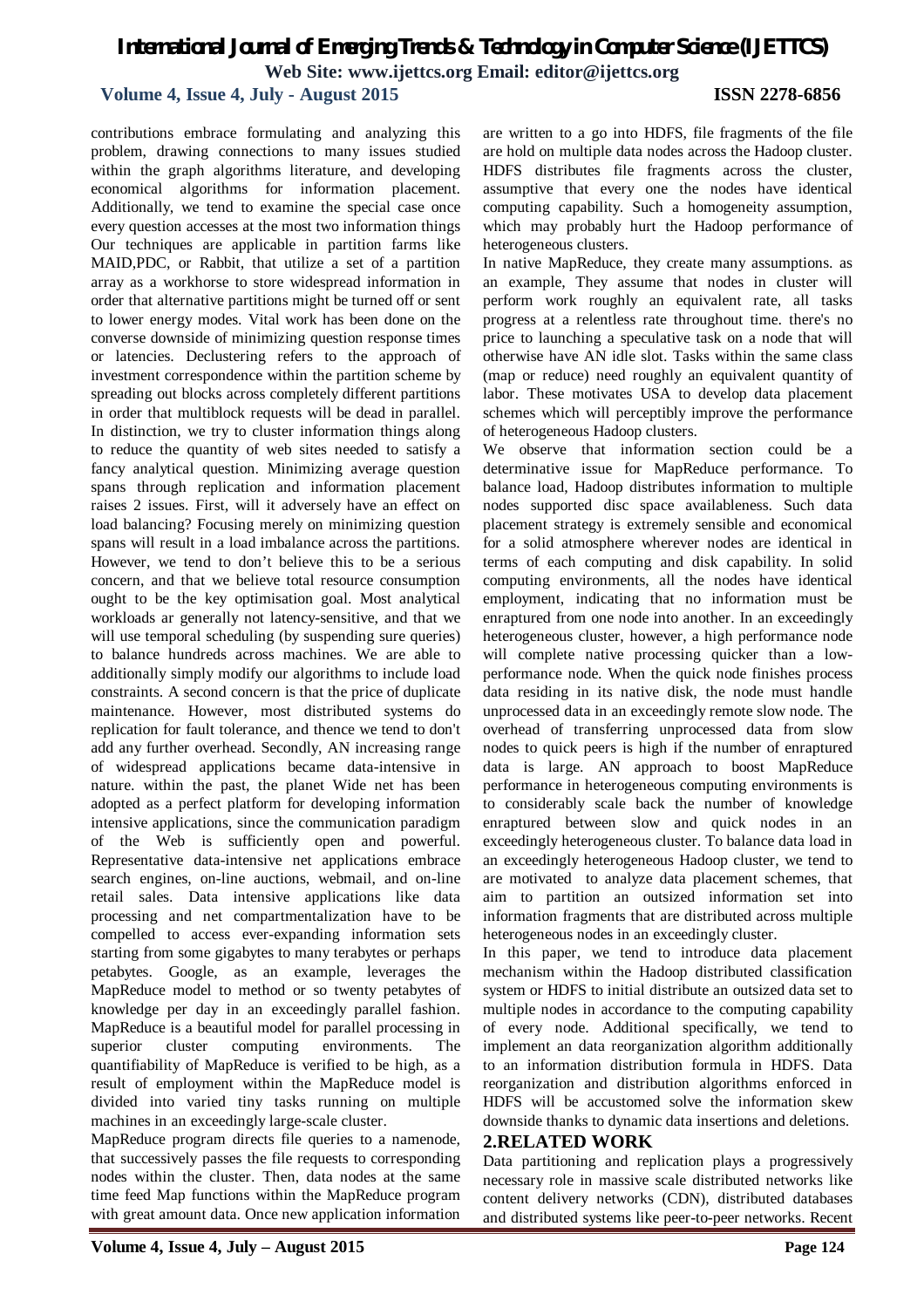contributions embrace formulating and analyzing this problem, drawing connections to many issues studied within the graph algorithms literature, and developing economical algorithms for information placement. Additionally, we tend to examine the special case once every question accesses at the most two information things Our techniques are applicable in partition farms like MAID,PDC, or Rabbit, that utilize a set of a partition array as a workhorse to store widespread information in order that alternative partitions might be turned off or sent to lower energy modes. Vital work has been done on the converse downside of minimizing question response times or latencies. Declustering refers to the approach of investment correspondence within the partition scheme by spreading out blocks across completely different partitions in order that multiblock requests will be dead in parallel. In distinction, we try to cluster information things along to reduce the quantity of web sites needed to satisfy a fancy analytical question. Minimizing average question spans through replication and information placement raises 2 issues. First, will it adversely have an effect on load balancing? Focusing merely on minimizing question spans will result in a load imbalance across the partitions. However, we tend to don't believe this to be a serious concern, and that we believe total resource consumption ought to be the key optimisation goal. Most analytical workloads ar generally not latency-sensitive, and that we will use temporal scheduling (by suspending sure queries) to balance hundreds across machines. We are able to additionally simply modify our algorithms to include load constraints. A second concern is that the price of duplicate maintenance. However, most distributed systems do replication for fault tolerance, and thence we tend to don't add any further overhead. Secondly, AN increasing range of widespread applications became data-intensive in nature. within the past, the planet Wide net has been adopted as a perfect platform for developing information intensive applications, since the communication paradigm of the Web is sufficiently open and powerful. Representative data-intensive net applications embrace search engines, on-line auctions, webmail, and on-line retail sales. Data intensive applications like data processing and net compartmentalization have to be compelled to access ever-expanding information sets starting from some gigabytes to many terabytes or perhaps petabytes. Google, as an example, leverages the MapReduce model to method or so twenty petabytes of knowledge per day in an exceedingly parallel fashion. MapReduce is a beautiful model for parallel processing in superior cluster computing environments. The quantifiability of MapReduce is verified to be high, as a result of employment within the MapReduce model is divided into varied tiny tasks running on multiple machines in an exceedingly large-scale cluster.

MapReduce program directs file queries to a namenode, that successively passes the file requests to corresponding nodes within the cluster. Then, data nodes at the same time feed Map functions within the MapReduce program with great amount data. Once new application information are written to a go into HDFS, file fragments of the file are hold on multiple data nodes across the Hadoop cluster. HDFS distributes file fragments across the cluster, assumptive that every one the nodes have identical computing capability. Such a homogeneity assumption, which may probably hurt the Hadoop performance of heterogeneous clusters.

In native MapReduce, they create many assumptions. as an example, They assume that nodes in cluster will perform work roughly an equivalent rate, all tasks progress at a relentless rate throughout time. there's no price to launching a speculative task on a node that will otherwise have AN idle slot. Tasks within the same class (map or reduce) need roughly an equivalent quantity of labor. These motivates USA to develop data placement schemes which will perceptibly improve the performance of heterogeneous Hadoop clusters.

We observe that information section could be a determinative issue for MapReduce performance. To balance load, Hadoop distributes information to multiple nodes supported disc space availableness. Such data placement strategy is extremely sensible and economical for a solid atmosphere wherever nodes are identical in terms of each computing and disk capability. In solid computing environments, all the nodes have identical employment, indicating that no information must be enraptured from one node into another. In an exceedingly heterogeneous cluster, however, a high performance node will complete native processing quicker than a low-performance node. When the quick node finishes process data residing in its native disk, the node must handle unprocessed data in an exceedingly remote slow node. The overhead of transferring unprocessed data from slow nodes to quick peers is high if the number of enraptured data is large. AN approach to boost MapReduce performance in heterogeneous computing environments is to considerably scale back the number of knowledge enraptured between slow and quick nodes in an exceedingly heterogeneous cluster. To balance data load in an exceedingly heterogeneous Hadoop cluster, we tend to are motivated to analyze data placement schemes, that aim to partition an outsized information set into information fragments that are distributed across multiple heterogeneous nodes in an exceedingly cluster.

In this paper, we tend to introduce data placement mechanism within the Hadoop distributed classification system or HDFS to initial distribute an outsized data set to multiple nodes in accordance to the computing capability of every node. Additional specifically, we tend to implement an data reorganization algorithm additionally to an information distribution formula in HDFS. Data reorganization and distribution algorithms enforced in HDFS will be accustomed solve the information skew downside thanks to dynamic data insertions and deletions.

## 2.RELATED WORK

Data partitioning and replication plays a progressively necessary role in massive scale distributed networks like content delivery networks (CDN), distributed databases and distributed systems like peer-to-peer networks. Recent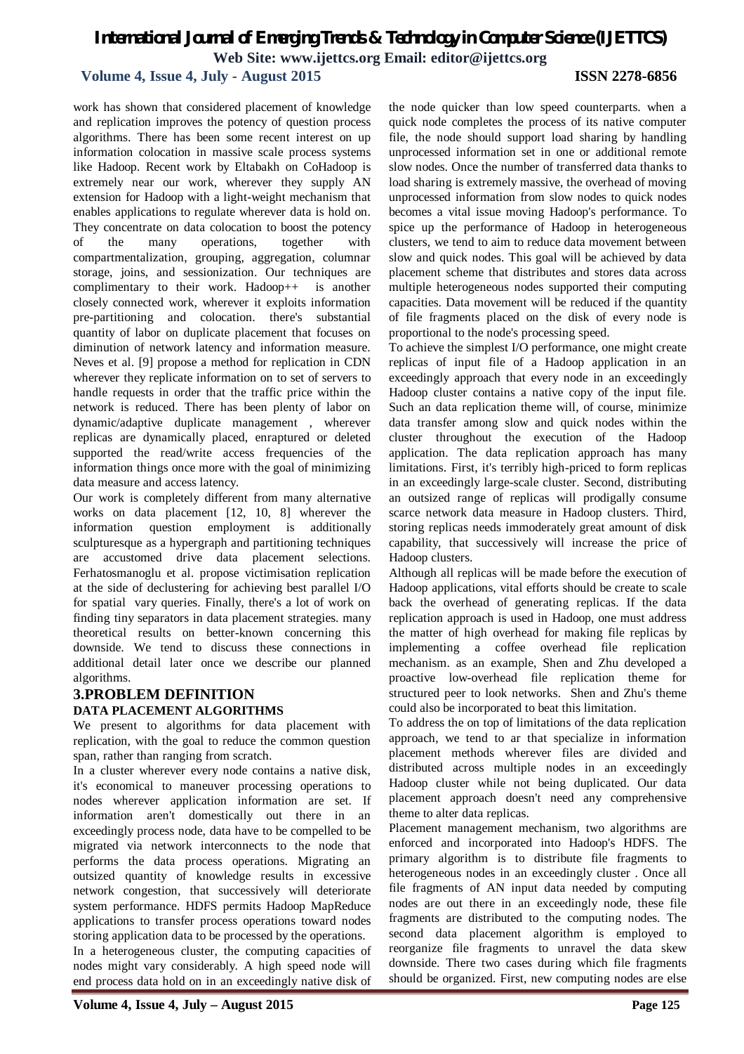work has shown that considered placement of knowledge and replication improves the potency of question process algorithms. There has been some recent interest on up information colocation in massive scale process systems like Hadoop. Recent work by Eltabakh on CoHadoop is extremely near our work, wherever they supply AN extension for Hadoop with a light-weight mechanism that enables applications to regulate wherever data is hold on. They concentrate on data colocation to boost the potency of the many operations, together with compartmentalization, grouping, aggregation, columnar storage, joins, and sessionization. Our techniques are complimentary to their work. Hadoop++ is another closely connected work, wherever it exploits information pre-partitioning and colocation. there's substantial quantity of labor on duplicate placement that focuses on diminution of network latency and information measure. Neves et al. [9] propose a method for replication in CDN wherever they replicate information on to set of servers to handle requests in order that the traffic price within the network is reduced. There has been plenty of labor on dynamic/adaptive duplicate management , wherever replicas are dynamically placed, enraptured or deleted supported the read/write access frequencies of the information things once more with the goal of minimizing data measure and access latency.

Our work is completely different from many alternative works on data placement [12, 10, 8] wherever the information question employment is additionally sculpturesque as a hypergraph and partitioning techniques are accustomed drive data placement selections. Ferhatosmanoglu et al. propose victimisation replication at the side of declustering for achieving best parallel I/O for spatial vary queries. Finally, there's a lot of work on finding tiny separators in data placement strategies. many theoretical results on better-known concerning this downside. We tend to discuss these connections in additional detail later once we describe our planned algorithms.

## 3.PROBLEM DEFINITION

### DATA PLACEMENT ALGORITHMS

We present to algorithms for data placement with replication, with the goal to reduce the common question span, rather than ranging from scratch.

In a cluster wherever every node contains a native disk, it's economical to maneuver processing operations to nodes wherever application information are set. If information aren't domestically out there in an exceedingly process node, data have to be compelled to be migrated via network interconnects to the node that performs the data process operations. Migrating an outsized quantity of knowledge results in excessive network congestion, that successively will deteriorate system performance. HDFS permits Hadoop MapReduce applications to transfer process operations toward nodes storing application data to be processed by the operations.

In a heterogeneous cluster, the computing capacities of nodes might vary considerably. A high speed node will end process data hold on in an exceedingly native disk of the node quicker than low speed counterparts. when a quick node completes the process of its native computer file, the node should support load sharing by handling unprocessed information set in one or additional remote slow nodes. Once the number of transferred data thanks to load sharing is extremely massive, the overhead of moving unprocessed information from slow nodes to quick nodes becomes a vital issue moving Hadoop's performance. To spice up the performance of Hadoop in heterogeneous clusters, we tend to aim to reduce data movement between slow and quick nodes. This goal will be achieved by data placement scheme that distributes and stores data across multiple heterogeneous nodes supported their computing capacities. Data movement will be reduced if the quantity of file fragments placed on the disk of every node is proportional to the node's processing speed.

To achieve the simplest I/O performance, one might create replicas of input file of a Hadoop application in an exceedingly approach that every node in an exceedingly Hadoop cluster contains a native copy of the input file. Such an data replication theme will, of course, minimize data transfer among slow and quick nodes within the cluster throughout the execution of the Hadoop application. The data replication approach has many limitations. First, it's terribly high-priced to form replicas in an exceedingly large-scale cluster. Second, distributing an outsized range of replicas will prodigally consume scarce network data measure in Hadoop clusters. Third, storing replicas needs immoderately great amount of disk capability, that successively will increase the price of Hadoop clusters.

Although all replicas will be made before the execution of Hadoop applications, vital efforts should be create to scale back the overhead of generating replicas. If the data replication approach is used in Hadoop, one must address the matter of high overhead for making file replicas by implementing a coffee overhead file replication mechanism. as an example, Shen and Zhu developed a proactive low-overhead file replication theme for structured peer to look networks. Shen and Zhu's theme could also be incorporated to beat this limitation.

To address the on top of limitations of the data replication approach, we tend to ar that specialize in information placement methods wherever files are divided and distributed across multiple nodes in an exceedingly Hadoop cluster while not being duplicated. Our data placement approach doesn't need any comprehensive theme to alter data replicas.

Placement management mechanism, two algorithms are enforced and incorporated into Hadoop's HDFS. The primary algorithm is to distribute file fragments to heterogeneous nodes in an exceedingly cluster . Once all file fragments of AN input data needed by computing nodes are out there in an exceedingly node, these file fragments are distributed to the computing nodes. The second data placement algorithm is employed to reorganize file fragments to unravel the data skew downside. There two cases during which file fragments should be organized. First, new computing nodes are else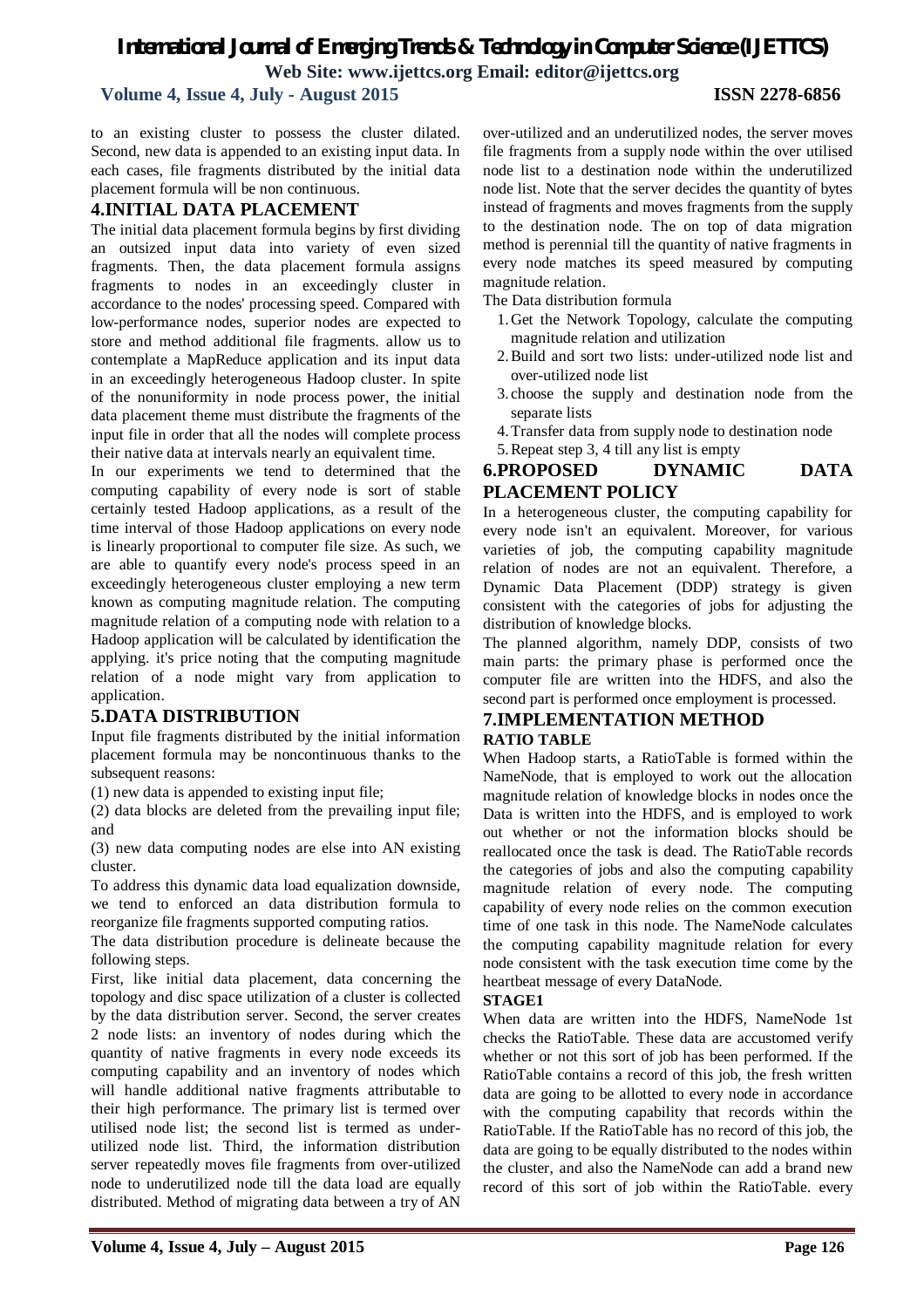to an existing cluster to possess the cluster dilated. Second, new data is appended to an existing input data. In each cases, file fragments distributed by the initial data placement formula will be non continuous.

## 4.INITIAL DATA PLACEMENT

The initial data placement formula begins by first dividing an outsized input data into variety of even sized fragments. Then, the data placement formula assigns fragments to nodes in an exceedingly cluster in accordance to the nodes' processing speed. Compared with low-performance nodes, superior nodes are expected to store and method additional file fragments. allow us to contemplate a MapReduce application and its input data in an exceedingly heterogeneous Hadoop cluster. In spite of the nonuniformity in node process power, the initial data placement theme must distribute the fragments of the input file in order that all the nodes will complete process their native data at intervals nearly an equivalent time.

In our experiments we tend to determined that the computing capability of every node is sort of stable certainly tested Hadoop applications, as a result of the time interval of those Hadoop applications on every node is linearly proportional to computer file size. As such, we are able to quantify every node's process speed in an exceedingly heterogeneous cluster employing a new term known as computing magnitude relation. The computing magnitude relation of a computing node with relation to a Hadoop application will be calculated by identification the applying. it's price noting that the computing magnitude relation of a node might vary from application to application.

## 5.DATA DISTRIBUTION

Input file fragments distributed by the initial information placement formula may be noncontinuous thanks to the subsequent reasons:

(1) new data is appended to existing input file;

(2) data blocks are deleted from the prevailing input file; and

(3) new data computing nodes are else into AN existing cluster.

To address this dynamic data load equalization downside, we tend to enforced an data distribution formula to reorganize file fragments supported computing ratios.

The data distribution procedure is delineate because the following steps.

First, like initial data placement, data concerning the topology and disc space utilization of a cluster is collected by the data distribution server. Second, the server creates 2 node lists: an inventory of nodes during which the quantity of native fragments in every node exceeds its computing capability and an inventory of nodes which will handle additional native fragments attributable to their high performance. The primary list is termed over utilised node list; the second list is termed as under-utilized node list. Third, the information distribution server repeatedly moves file fragments from over-utilized node to underutilized node till the data load are equally distributed. Method of migrating data between a try of AN over-utilized and an underutilized nodes, the server moves file fragments from a supply node within the over utilised node list to a destination node within the underutilized node list. Note that the server decides the quantity of bytes instead of fragments and moves fragments from the supply to the destination node. The on top of data migration method is perennial till the quantity of native fragments in every node matches its speed measured by computing magnitude relation.

The Data distribution formula

1. Get the Network Topology, calculate the computing magnitude relation and utilization
2. Build and sort two lists: under-utilized node list and over-utilized node list
3. choose the supply and destination node from the separate lists
4. Transfer data from supply node to destination node
5. Repeat step 3, 4 till any list is empty

## 6.PROPOSED DYNAMIC DATA PLACEMENT POLICY

In a heterogeneous cluster, the computing capability for every node isn't an equivalent. Moreover, for various varieties of job, the computing capability magnitude relation of nodes are not an equivalent. Therefore, a Dynamic Data Placement (DDP) strategy is given consistent with the categories of jobs for adjusting the distribution of knowledge blocks.

The planned algorithm, namely DDP, consists of two main parts: the primary phase is performed once the computer file are written into the HDFS, and also the second part is performed once employment is processed.

## 7.IMPLEMENTATION METHOD

### RATIO TABLE

When Hadoop starts, a RatioTable is formed within the NameNode, that is employed to work out the allocation magnitude relation of knowledge blocks in nodes once the Data is written into the HDFS, and is employed to work out whether or not the information blocks should be reallocated once the task is dead. The RatioTable records the categories of jobs and also the computing capability magnitude relation of every node. The computing capability of every node relies on the common execution time of one task in this node. The NameNode calculates the computing capability magnitude relation for every node consistent with the task execution time come by the heartbeat message of every DataNode.

### STAGE1

When data are written into the HDFS, NameNode 1st checks the RatioTable. These data are accustomed verify whether or not this sort of job has been performed. If the RatioTable contains a record of this job, the fresh written data are going to be allotted to every node in accordance with the computing capability that records within the RatioTable. If the RatioTable has no record of this job, the data are going to be equally distributed to the nodes within the cluster, and also the NameNode can add a brand new record of this sort of job within the RatioTable. every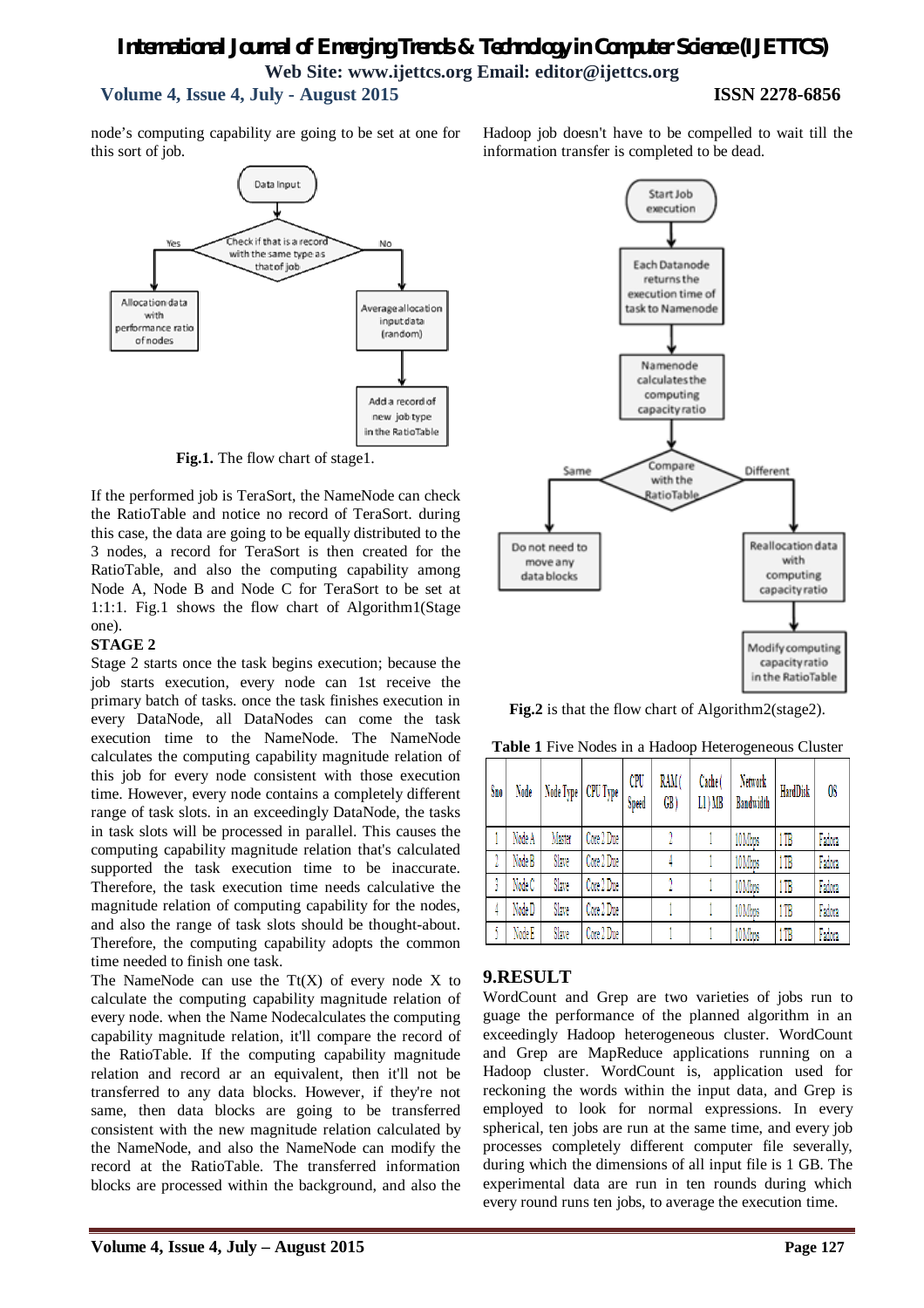node's computing capability are going to be set at one for this sort of job.

**Fig.1.** The flow chart of stage1.

If the performed job is TeraSort, the NameNode can check the RatioTable and notice no record of TeraSort. during this case, the data are going to be equally distributed to the 3 nodes, a record for TeraSort is then created for the RatioTable, and also the computing capability among Node A, Node B and Node C for TeraSort to be set at 1:1:1. Fig.1 shows the flow chart of Algorithm1(Stage one).

**STAGE 2**

Stage 2 starts once the task begins execution; because the job starts execution, every node can 1st receive the primary batch of tasks. once the task finishes execution in every DataNode, all DataNodes can come the task execution time to the NameNode. The NameNode calculates the computing capability magnitude relation of this job for every node consistent with those execution time. However, every node contains a completely different range of task slots. in an exceedingly DataNode, the tasks in task slots will be processed in parallel. This causes the computing capability magnitude relation that's calculated supported the task execution time to be inaccurate. Therefore, the task execution time needs calculative the magnitude relation of computing capability for the nodes, and also the range of task slots should be thought-about. Therefore, the computing capability adopts the common time needed to finish one task.

The NameNode can use the Tt(X) of every node X to calculate the computing capability magnitude relation of every node. when the Name Nodecalculates the computing capability magnitude relation, it'll compare the record of the RatioTable. If the computing capability magnitude relation and record ar an equivalent, then it'll not be transferred to any data blocks. However, if they're not same, then data blocks are going to be transferred consistent with the new magnitude relation calculated by the NameNode, and also the NameNode can modify the record at the RatioTable. The transferred information blocks are processed within the background, and also the Hadoop job doesn't have to be compelled to wait till the information transfer is completed to be dead.

**Fig.2** is that the flow chart of Algorithm2(stage2).

**Table 1** Five Nodes in a Hadoop Heterogeneous Cluster

| Sno | Node | Node Type | CPU Type | CPU Speed | RAM( GB) | Cache( L1) MB | Network Bandwidth | HardDisk | OS |
|---|---|---|---|---|---|---|---|---|---|
| 1 | Node A | Master | Core 2 Due | | 2 | 1 | 10Mbps | 1TB | Fedora |
| 2 | Node B | Slave | Core 2 Due | | 4 | 1 | 10Mbps | 1TB | Fedora |
| 3 | Node C | Slave | Core 2 Due | | 2 | 1 | 10Mbps | 1TB | Fedora |
| 4 | Node D | Slave | Core 2 Due | | 1 | 1 | 10Mbps | 1TB | Fedora |
| 5 | Node E | Slave | Core 2 Due | | 1 | 1 | 10Mbps | 1TB | Fedora |

## 9.RESULT

WordCount and Grep are two varieties of jobs run to guage the performance of the planned algorithm in an exceedingly Hadoop heterogeneous cluster. WordCount and Grep are MapReduce applications running on a Hadoop cluster. WordCount is, application used for reckoning the words within the input data, and Grep is employed to look for normal expressions. In every spherical, ten jobs are run at the same time, and every job processes completely different computer file severally, during which the dimensions of all input file is 1 GB. The experimental data are run in ten rounds during which every round runs ten jobs, to average the execution time.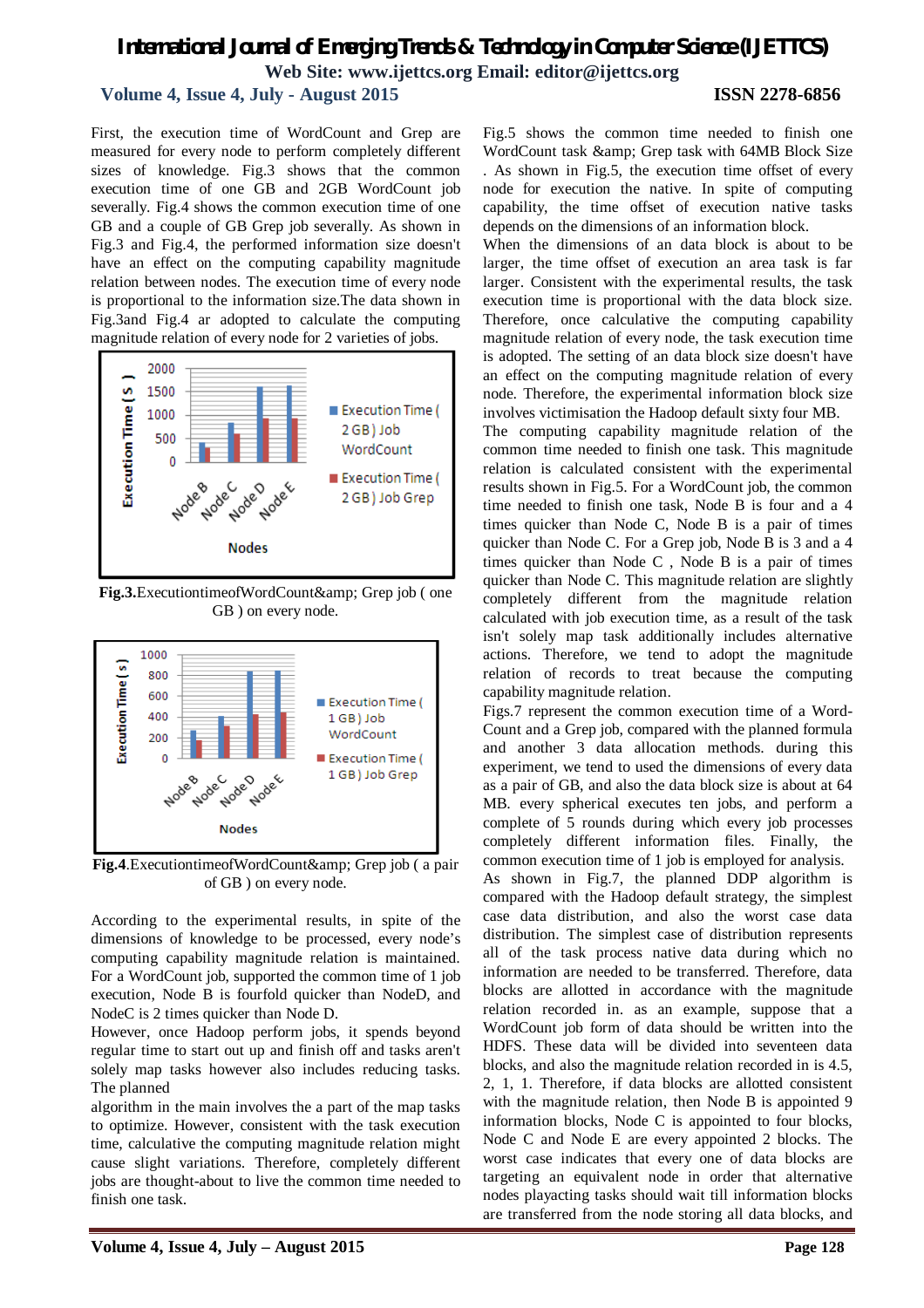First, the execution time of WordCount and Grep are measured for every node to perform completely different sizes of knowledge. Fig.3 shows that the common execution time of one GB and 2GB WordCount job severally. Fig.4 shows the common execution time of one GB and a couple of GB Grep job severally. As shown in Fig.3 and Fig.4, the performed information size doesn't have an effect on the computing capability magnitude relation between nodes. The execution time of every node is proportional to the information size.The data shown in Fig.3and Fig.4 ar adopted to calculate the computing magnitude relation of every node for 2 varieties of jobs.

**Fig.3.**ExecutiontimeofWordCount&amp; Grep job ( one GB ) on every node.

**Fig.4**.ExecutiontimeofWordCount&amp; Grep job ( a pair of GB ) on every node.

According to the experimental results, in spite of the dimensions of knowledge to be processed, every node's computing capability magnitude relation is maintained. For a WordCount job, supported the common time of 1 job execution, Node B is fourfold quicker than NodeD, and NodeC is 2 times quicker than Node D.

However, once Hadoop perform jobs, it spends beyond regular time to start out up and finish off and tasks aren't solely map tasks however also includes reducing tasks. The planned

algorithm in the main involves the a part of the map tasks to optimize. However, consistent with the task execution time, calculative the computing magnitude relation might cause slight variations. Therefore, completely different jobs are thought-about to live the common time needed to finish one task.

Fig.5 shows the common time needed to finish one WordCount task &amp; Grep task with 64MB Block Size . As shown in Fig.5, the execution time offset of every node for execution the native. In spite of computing capability, the time offset of execution native tasks depends on the dimensions of an information block.

When the dimensions of an data block is about to be larger, the time offset of execution an area task is far larger. Consistent with the experimental results, the task execution time is proportional with the data block size. Therefore, once calculative the computing capability magnitude relation of every node, the task execution time is adopted. The setting of an data block size doesn't have an effect on the computing magnitude relation of every node. Therefore, the experimental information block size involves victimisation the Hadoop default sixty four MB.

The computing capability magnitude relation of the common time needed to finish one task. This magnitude relation is calculated consistent with the experimental results shown in Fig.5. For a WordCount job, the common time needed to finish one task, Node B is four and a 4 times quicker than Node C, Node B is a pair of times quicker than Node C. For a Grep job, Node B is 3 and a 4 times quicker than Node C , Node B is a pair of times quicker than Node C. This magnitude relation are slightly completely different from the magnitude relation calculated with job execution time, as a result of the task isn't solely map task additionally includes alternative actions. Therefore, we tend to adopt the magnitude relation of records to treat because the computing capability magnitude relation.

Figs.7 represent the common execution time of a Word-Count and a Grep job, compared with the planned formula and another 3 data allocation methods. during this experiment, we tend to used the dimensions of every data as a pair of GB, and also the data block size is about at 64 MB. every spherical executes ten jobs, and perform a complete of 5 rounds during which every job processes completely different information files. Finally, the common execution time of 1 job is employed for analysis.

As shown in Fig.7, the planned DDP algorithm is compared with the Hadoop default strategy, the simplest case data distribution, and also the worst case data distribution. The simplest case of distribution represents all of the task process native data during which no information are needed to be transferred. Therefore, data blocks are allotted in accordance with the magnitude relation recorded in. as an example, suppose that a WordCount job form of data should be written into the HDFS. These data will be divided into seventeen data blocks, and also the magnitude relation recorded in is 4.5, 2, 1, 1. Therefore, if data blocks are allotted consistent with the magnitude relation, then Node B is appointed 9 information blocks, Node C is appointed to four blocks, Node C and Node E are every appointed 2 blocks. The worst case indicates that every one of data blocks are targeting an equivalent node in order that alternative nodes playacting tasks should wait till information blocks are transferred from the node storing all data blocks, and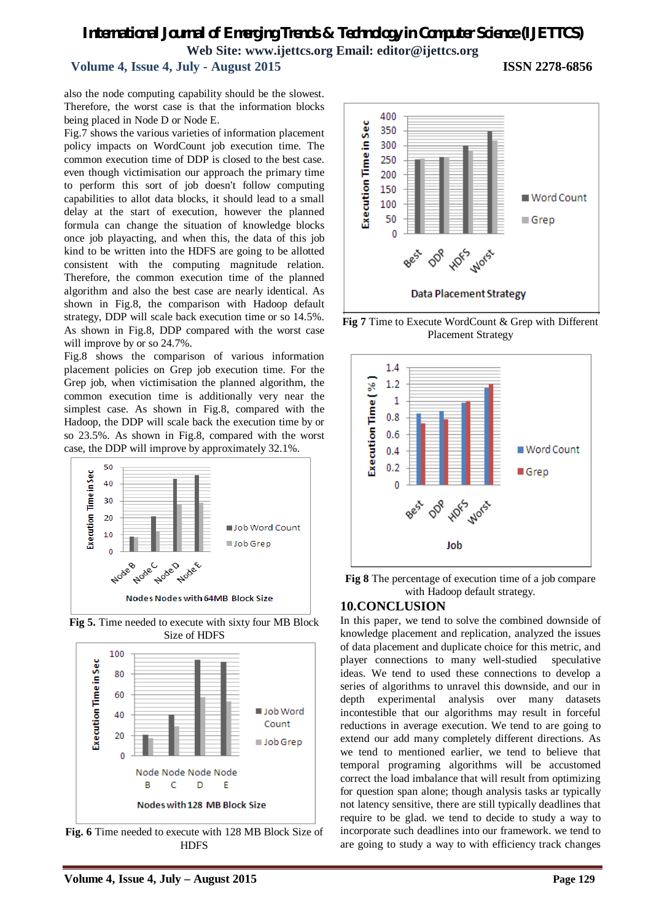also the node computing capability should be the slowest. Therefore, the worst case is that the information blocks being placed in Node D or Node E.

Fig.7 shows the various varieties of information placement policy impacts on WordCount job execution time. The common execution time of DDP is closed to the best case. even though victimisation our approach the primary time to perform this sort of job doesn't follow computing capabilities to allot data blocks, it should lead to a small delay at the start of execution, however the planned formula can change the situation of knowledge blocks once job playacting, and when this, the data of this job kind to be written into the HDFS are going to be allotted consistent with the computing magnitude relation. Therefore, the common execution time of the planned algorithm and also the best case are nearly identical. As shown in Fig.8, the comparison with Hadoop default strategy, DDP will scale back execution time or so 14.5%. As shown in Fig.8, DDP compared with the worst case will improve by or so 24.7%.

Fig.8 shows the comparison of various information placement policies on Grep job execution time. For the Grep job, when victimisation the planned algorithm, the common execution time is additionally very near the simplest case. As shown in Fig.8, compared with the Hadoop, the DDP will scale back the execution time by or so 23.5%. As shown in Fig.8, compared with the worst case, the DDP will improve by approximately 32.1%.

**Fig 5.** Time needed to execute with sixty four MB Block Size of HDFS

**Fig. 6** Time needed to execute with 128 MB Block Size of HDFS

**Fig 7** Time to Execute WordCount & Grep with Different Placement Strategy

**Fig 8** The percentage of execution time of a job compare with Hadoop default strategy.

## 10.CONCLUSION

In this paper, we tend to solve the combined downside of knowledge placement and replication, analyzed the issues of data placement and duplicate choice for this metric, and player connections to many well-studied speculative ideas. We tend to used these connections to develop a series of algorithms to unravel this downside, and our in depth experimental analysis over many datasets incontestible that our algorithms may result in forceful reductions in average execution. We tend to are going to extend our add many completely different directions. As we tend to mentioned earlier, we tend to believe that temporal programing algorithms will be accustomed correct the load imbalance that will result from optimizing for question span alone; though analysis tasks ar typically not latency sensitive, there are still typically deadlines that require to be glad. we tend to decide to study a way to incorporate such deadlines into our framework. we tend to are going to study a way to with efficiency track changes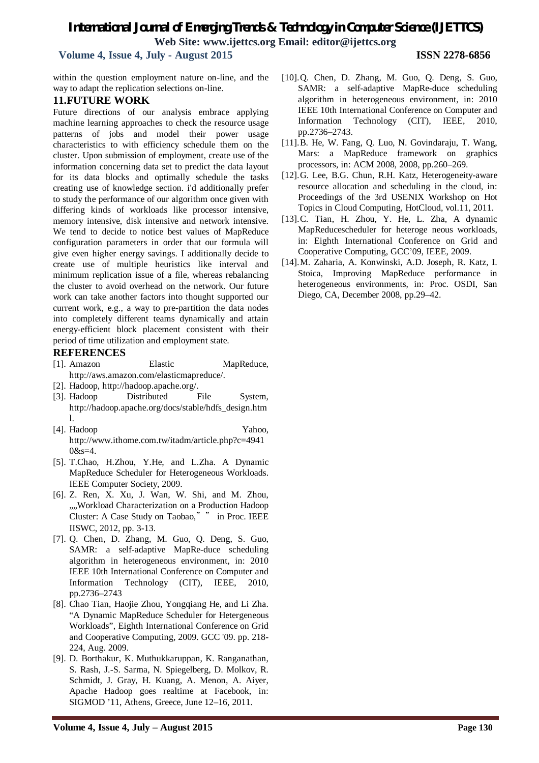within the question employment nature on-line, and the way to adapt the replication selections on-line.

## 11.FUTURE WORK

Future directions of our analysis embrace applying machine learning approaches to check the resource usage patterns of jobs and model their power usage characteristics to with efficiency schedule them on the cluster. Upon submission of employment, create use of the information concerning data set to predict the data layout for its data blocks and optimally schedule the tasks creating use of knowledge section. i'd additionally prefer to study the performance of our algorithm once given with differing kinds of workloads like processor intensive, memory intensive, disk intensive and network intensive. We tend to decide to notice best values of MapReduce configuration parameters in order that our formula will give even higher energy savings. I additionally decide to create use of multiple heuristics like interval and minimum replication issue of a file, whereas rebalancing the cluster to avoid overhead on the network. Our future work can take another factors into thought supported our current work, e.g., a way to pre-partition the data nodes into completely different teams dynamically and attain energy-efficient block placement consistent with their period of time utilization and employment state.

## REFERENCES

[1]. Amazon Elastic MapReduce, http://aws.amazon.com/elasticmapreduce/.

[2]. Hadoop, http://hadoop.apache.org/.

[3]. Hadoop Distributed File System, http://hadoop.apache.org/docs/stable/hdfs_design.html.

[4]. Hadoop Yahoo, http://www.ithome.com.tw/itadm/article.php?c=49410&s=4.

[5]. T.Chao, H.Zhou, Y.He, and L.Zha. A Dynamic MapReduce Scheduler for Heterogeneous Workloads. IEEE Computer Society, 2009.

[6]. Z. Ren, X. Xu, J. Wan, W. Shi, and M. Zhou, „„Workload Characterization on a Production Hadoop Cluster: A Case Study on Taobao,‟ ‟ in Proc. IEEE IISWC, 2012, pp. 3-13.

[7]. Q. Chen, D. Zhang, M. Guo, Q. Deng, S. Guo, SAMR: a self-adaptive MapRe-duce scheduling algorithm in heterogeneous environment, in: 2010 IEEE 10th International Conference on Computer and Information Technology (CIT), IEEE, 2010, pp.2736–2743

[8]. Chao Tian, Haojie Zhou, Yongqiang He, and Li Zha. "A Dynamic MapReduce Scheduler for Hetergeneous Workloads", Eighth International Conference on Grid and Cooperative Computing, 2009. GCC '09. pp. 218-224, Aug. 2009.

[9]. D. Borthakur, K. Muthukkaruppan, K. Ranganathan, S. Rash, J.-S. Sarma, N. Spiegelberg, D. Molkov, R. Schmidt, J. Gray, H. Kuang, A. Menon, A. Aiyer, Apache Hadoop goes realtime at Facebook, in: SIGMOD '11, Athens, Greece, June 12–16, 2011.

[10]. Q. Chen, D. Zhang, M. Guo, Q. Deng, S. Guo, SAMR: a self-adaptive MapRe-duce scheduling algorithm in heterogeneous environment, in: 2010 IEEE 10th International Conference on Computer and Information Technology (CIT), IEEE, 2010, pp.2736–2743.

[11]. B. He, W. Fang, Q. Luo, N. Govindaraju, T. Wang, Mars: a MapReduce framework on graphics processors, in: ACM 2008, 2008, pp.260–269.

[12]. G. Lee, B.G. Chun, R.H. Katz, Heterogeneity-aware resource allocation and scheduling in the cloud, in: Proceedings of the 3rd USENIX Workshop on Hot Topics in Cloud Computing, HotCloud, vol.11, 2011.

[13]. C. Tian, H. Zhou, Y. He, L. Zha, A dynamic MapReducescheduler for heteroge neous workloads, in: Eighth International Conference on Grid and Cooperative Computing, GCC'09, IEEE, 2009.

[14]. M. Zaharia, A. Konwinski, A.D. Joseph, R. Katz, I. Stoica, Improving MapReduce performance in heterogeneous environments, in: Proc. OSDI, San Diego, CA, December 2008, pp.29–42.